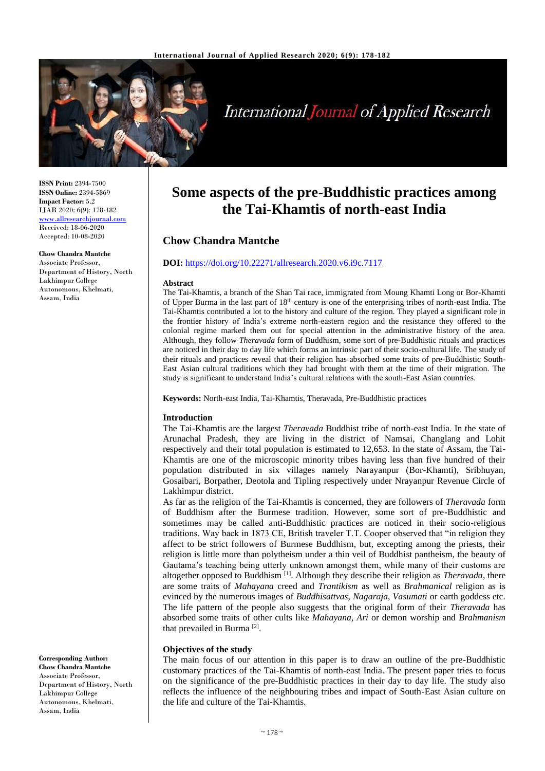# Some aspects of the pre-Buddhistic practices among the Tai-Khamtis of north-east India

**ISSN Print:** 2394-7500
**ISSN Online:** 2394-5869
**Impact Factor:** 5.2
IJAR 2020; 6(9): 178-182
www.allresearchjournal.com
Received: 18-06-2020
Accepted: 10-08-2020

**Chow Chandra Mantche**
Associate Professor, Department of History, North Lakhimpur College Autonomous, Khelmati, Assam, India

**Corresponding Author:**
**Chow Chandra Mantche**
Associate Professor, Department of History, North Lakhimpur College Autonomous, Khelmati, Assam, India

## Chow Chandra Mantche

**DOI:** https://doi.org/10.22271/allresearch.2020.v6.i9c.7117

### Abstract

The Tai-Khamtis, a branch of the Shan Tai race, immigrated from Moung Khamti Long or Bor-Khamti of Upper Burma in the last part of 18th century is one of the enterprising tribes of north-east India. The Tai-Khamtis contributed a lot to the history and culture of the region. They played a significant role in the frontier history of India's extreme north-eastern region and the resistance they offered to the colonial regime marked them out for special attention in the administrative history of the area. Although, they follow *Theravada* form of Buddhism, some sort of pre-Buddhistic rituals and practices are noticed in their day to day life which forms an intrinsic part of their socio-cultural life. The study of their rituals and practices reveal that their religion has absorbed some traits of pre-Buddhistic South-East Asian cultural traditions which they had brought with them at the time of their migration. The study is significant to understand India's cultural relations with the south-East Asian countries.

**Keywords:** North-east India, Tai-Khamtis, Theravada, Pre-Buddhistic practices

### Introduction

The Tai-Khamtis are the largest *Theravada* Buddhist tribe of north-east India. In the state of Arunachal Pradesh, they are living in the district of Namsai, Changlang and Lohit respectively and their total population is estimated to 12,653. In the state of Assam, the Tai-Khamtis are one of the microscopic minority tribes having less than five hundred of their population distributed in six villages namely Narayanpur (Bor-Khamti), Sribhuyan, Gosaibari, Borpather, Deotola and Tipling respectively under Nrayanpur Revenue Circle of Lakhimpur district.

As far as the religion of the Tai-Khamtis is concerned, they are followers of *Theravada* form of Buddhism after the Burmese tradition. However, some sort of pre-Buddhistic and sometimes may be called anti-Buddhistic practices are noticed in their socio-religious traditions. Way back in 1873 CE, British traveler T.T. Cooper observed that "in religion they affect to be strict followers of Burmese Buddhism, but, excepting among the priests, their religion is little more than polytheism under a thin veil of Buddhist pantheism, the beauty of Gautama's teaching being utterly unknown amongst them, while many of their customs are altogether opposed to Buddhism [1]. Although they describe their religion as *Theravada*, there are some traits of *Mahayana* creed and *Trantikism* as well as *Brahmanical* religion as is evinced by the numerous images of *Buddhisattvas*, *Nagaraja*, *Vasumati* or earth goddess etc. The life pattern of the people also suggests that the original form of their *Theravada* has absorbed some traits of other cults like *Mahayana, Ari* or demon worship and *Brahmanism* that prevailed in Burma [2].

### Objectives of the study

The main focus of our attention in this paper is to draw an outline of the pre-Buddhistic customary practices of the Tai-Khamtis of north-east India. The present paper tries to focus on the significance of the pre-Buddhistic practices in their day to day life. The study also reflects the influence of the neighbouring tribes and impact of South-East Asian culture on the life and culture of the Tai-Khamtis.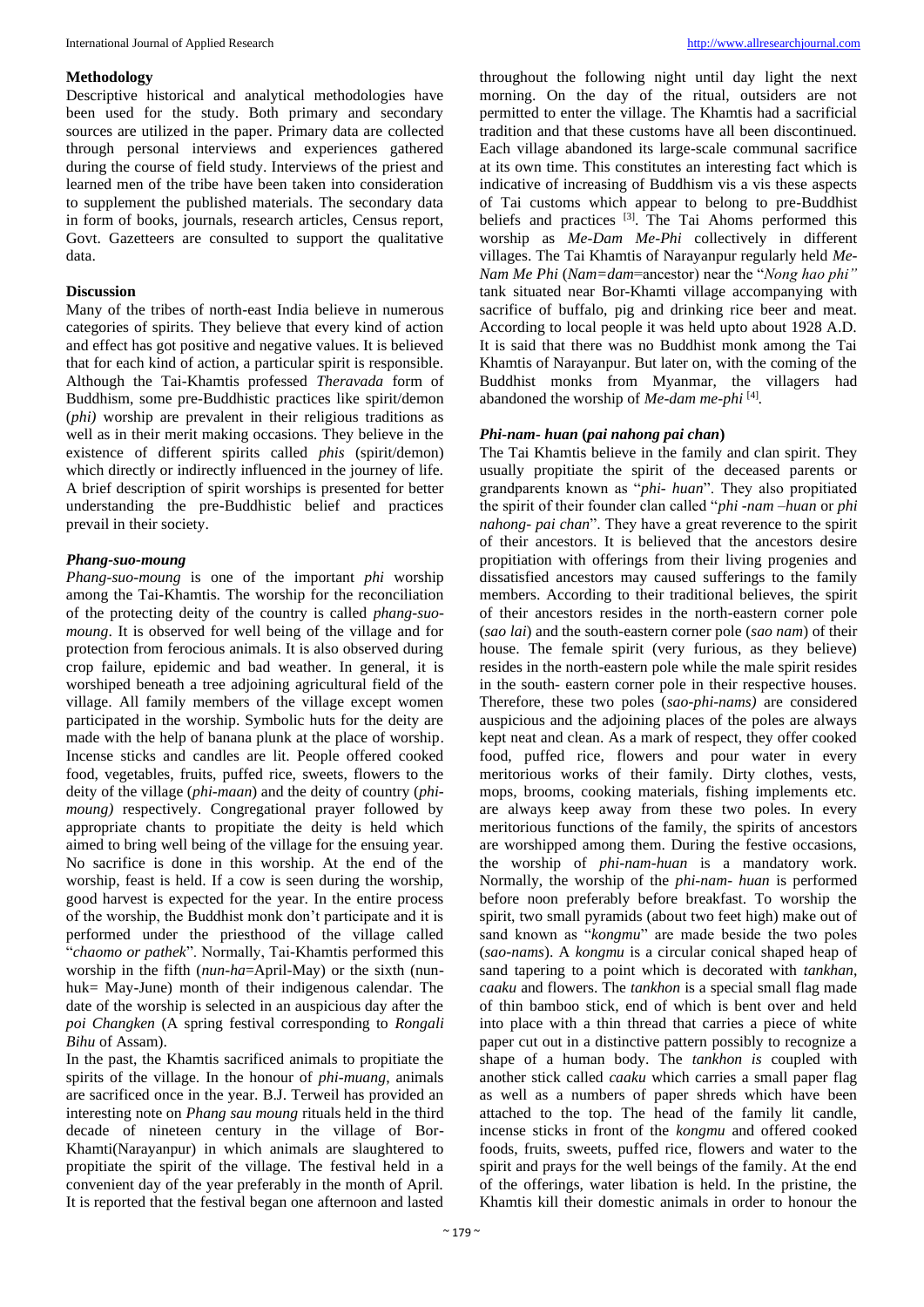## Methodology

Descriptive historical and analytical methodologies have been used for the study. Both primary and secondary sources are utilized in the paper. Primary data are collected through personal interviews and experiences gathered during the course of field study. Interviews of the priest and learned men of the tribe have been taken into consideration to supplement the published materials. The secondary data in form of books, journals, research articles, Census report, Govt. Gazetteers are consulted to support the qualitative data.

## Discussion

Many of the tribes of north-east India believe in numerous categories of spirits. They believe that every kind of action and effect has got positive and negative values. It is believed that for each kind of action, a particular spirit is responsible. Although the Tai-Khamtis professed *Theravada* form of Buddhism, some pre-Buddhistic practices like spirit/demon (*phi)* worship are prevalent in their religious traditions as well as in their merit making occasions. They believe in the existence of different spirits called *phis* (spirit/demon) which directly or indirectly influenced in the journey of life. A brief description of spirit worships is presented for better understanding the pre-Buddhistic belief and practices prevail in their society.

### *Phang-suo-moung*

*Phang-suo-moung* is one of the important *phi* worship among the Tai-Khamtis. The worship for the reconciliation of the protecting deity of the country is called *phang-suo-moung*. It is observed for well being of the village and for protection from ferocious animals. It is also observed during crop failure, epidemic and bad weather. In general, it is worshiped beneath a tree adjoining agricultural field of the village. All family members of the village except women participated in the worship. Symbolic huts for the deity are made with the help of banana plunk at the place of worship. Incense sticks and candles are lit. People offered cooked food, vegetables, fruits, puffed rice, sweets, flowers to the deity of the village (*phi-maan*) and the deity of country (*phi-moung)* respectively. Congregational prayer followed by appropriate chants to propitiate the deity is held which aimed to bring well being of the village for the ensuing year. No sacrifice is done in this worship. At the end of the worship, feast is held. If a cow is seen during the worship, good harvest is expected for the year. In the entire process of the worship, the Buddhist monk don't participate and it is performed under the priesthood of the village called "*chaomo or pathek*". Normally, Tai-Khamtis performed this worship in the fifth (*nun-ha*=April-May) or the sixth (nun-huk= May-June) month of their indigenous calendar. The date of the worship is selected in an auspicious day after the *poi Changken* (A spring festival corresponding to *Rongali Bihu* of Assam).

In the past, the Khamtis sacrificed animals to propitiate the spirits of the village. In the honour of *phi-muang*, animals are sacrificed once in the year. B.J. Terweil has provided an interesting note on *Phang sau moung* rituals held in the third decade of nineteen century in the village of Bor-Khamti(Narayanpur) in which animals are slaughtered to propitiate the spirit of the village. The festival held in a convenient day of the year preferably in the month of April. It is reported that the festival began one afternoon and lasted throughout the following night until day light the next morning. On the day of the ritual, outsiders are not permitted to enter the village. The Khamtis had a sacrificial tradition and that these customs have all been discontinued. Each village abandoned its large-scale communal sacrifice at its own time. This constitutes an interesting fact which is indicative of increasing of Buddhism vis a vis these aspects of Tai customs which appear to belong to pre-Buddhist beliefs and practices [3]. The Tai Ahoms performed this worship as *Me-Dam Me-Phi* collectively in different villages. The Tai Khamtis of Narayanpur regularly held *Me-Nam Me Phi* (*Nam=dam*=ancestor) near the "*Nong hao phi"* tank situated near Bor-Khamti village accompanying with sacrifice of buffalo, pig and drinking rice beer and meat. According to local people it was held upto about 1928 A.D. It is said that there was no Buddhist monk among the Tai Khamtis of Narayanpur. But later on, with the coming of the Buddhist monks from Myanmar, the villagers had abandoned the worship of *Me-dam me-phi* [4].

### *Phi-nam- huan* **(*pai nahong pai chan*)**

The Tai Khamtis believe in the family and clan spirit. They usually propitiate the spirit of the deceased parents or grandparents known as "*phi- huan*". They also propitiated the spirit of their founder clan called "*phi -nam –huan* or *phi nahong- pai chan*". They have a great reverence to the spirit of their ancestors. It is believed that the ancestors desire propitiation with offerings from their living progenies and dissatisfied ancestors may caused sufferings to the family members. According to their traditional believes, the spirit of their ancestors resides in the north-eastern corner pole (*sao lai*) and the south-eastern corner pole (*sao nam*) of their house. The female spirit (very furious, as they believe) resides in the north-eastern pole while the male spirit resides in the south- eastern corner pole in their respective houses. Therefore, these two poles (*sao-phi-nams)* are considered auspicious and the adjoining places of the poles are always kept neat and clean. As a mark of respect, they offer cooked food, puffed rice, flowers and pour water in every meritorious works of their family. Dirty clothes, vests, mops, brooms, cooking materials, fishing implements etc. are always keep away from these two poles. In every meritorious functions of the family, the spirits of ancestors are worshipped among them. During the festive occasions, the worship of *phi-nam-huan* is a mandatory work. Normally, the worship of the *phi-nam- huan* is performed before noon preferably before breakfast. To worship the spirit, two small pyramids (about two feet high) make out of sand known as "*kongmu*" are made beside the two poles (*sao-nams*). A *kongmu* is a circular conical shaped heap of sand tapering to a point which is decorated with *tankhan*, *caaku* and flowers. The *tankhon* is a special small flag made of thin bamboo stick, end of which is bent over and held into place with a thin thread that carries a piece of white paper cut out in a distinctive pattern possibly to recognize a shape of a human body. The *tankhon is* coupled with another stick called *caaku* which carries a small paper flag as well as a numbers of paper shreds which have been attached to the top. The head of the family lit candle, incense sticks in front of the *kongmu* and offered cooked foods, fruits, sweets, puffed rice, flowers and water to the spirit and prays for the well beings of the family. At the end of the offerings, water libation is held. In the pristine, the Khamtis kill their domestic animals in order to honour the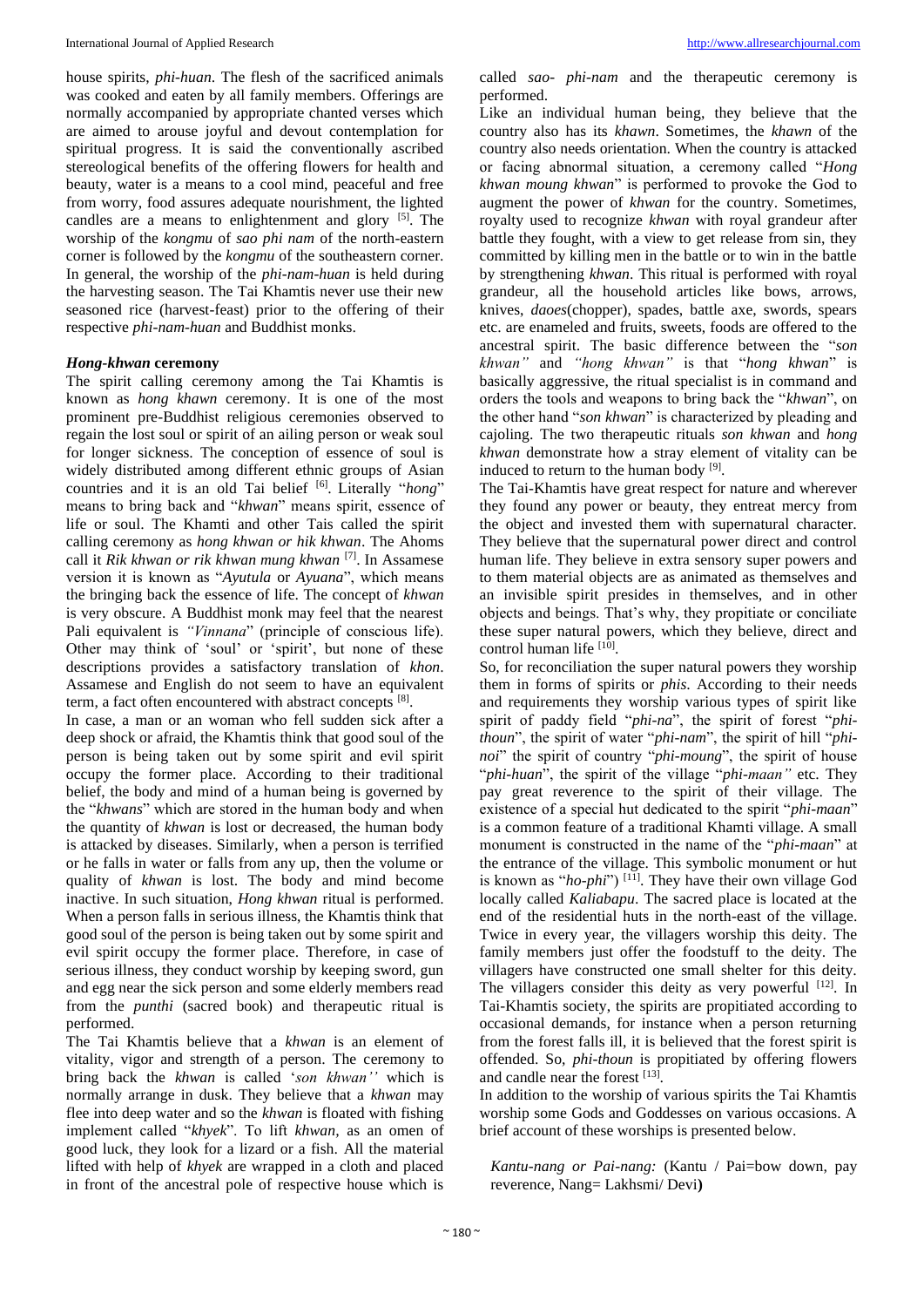house spirits, *phi-huan.* The flesh of the sacrificed animals was cooked and eaten by all family members. Offerings are normally accompanied by appropriate chanted verses which are aimed to arouse joyful and devout contemplation for spiritual progress. It is said the conventionally ascribed stereological benefits of the offering flowers for health and beauty, water is a means to a cool mind, peaceful and free from worry, food assures adequate nourishment, the lighted candles are a means to enlightenment and glory [5]. The worship of the *kongmu* of *sao phi nam* of the north-eastern corner is followed by the *kongmu* of the southeastern corner. In general, the worship of the *phi-nam-huan* is held during the harvesting season. The Tai Khamtis never use their new seasoned rice (harvest-feast) prior to the offering of their respective *phi-nam-huan* and Buddhist monks.

### *Hong-khwan* ceremony

The spirit calling ceremony among the Tai Khamtis is known as *hong khwan* ceremony. It is one of the most prominent pre-Buddhist religious ceremonies observed to regain the lost soul or spirit of an ailing person or weak soul for longer sickness. The conception of essence of soul is widely distributed among different ethnic groups of Asian countries and it is an old Tai belief [6]. Literally "*hong*" means to bring back and "*khwan*" means spirit, essence of life or soul. The Khamti and other Tais called the spirit calling ceremony as *hong khwan or hik khwan*. The Ahoms call it *Rik khwan or rik khwan mung khwan* [7]. In Assamese version it is known as "*Ayutula* or *Ayuana*", which means the bringing back the essence of life. The concept of *khwan* is very obscure. A Buddhist monk may feel that the nearest Pali equivalent is *"Vinnana*" (principle of conscious life). Other may think of 'soul' or 'spirit', but none of these descriptions provides a satisfactory translation of *khon*. Assamese and English do not seem to have an equivalent term, a fact often encountered with abstract concepts [8].

In case, a man or an woman who fell sudden sick after a deep shock or afraid, the Khamtis think that good soul of the person is being taken out by some spirit and evil spirit occupy the former place. According to their traditional belief, the body and mind of a human being is governed by the "*khwans*" which are stored in the human body and when the quantity of *khwan* is lost or decreased, the human body is attacked by diseases. Similarly, when a person is terrified or he falls in water or falls from any up, then the volume or quality of *khwan* is lost. The body and mind become inactive. In such situation, *Hong khwan* ritual is performed. When a person falls in serious illness, the Khamtis think that good soul of the person is being taken out by some spirit and evil spirit occupy the former place. Therefore, in case of serious illness, they conduct worship by keeping sword, gun and egg near the sick person and some elderly members read from the *punthi* (sacred book) and therapeutic ritual is performed.

The Tai Khamtis believe that a *khwan* is an element of vitality, vigor and strength of a person. The ceremony to bring back the *khwan* is called '*son khwan''* which is normally arrange in dusk. They believe that a *khwan* may flee into deep water and so the *khwan* is floated with fishing implement called "*khyek*". To lift *khwan*, as an omen of good luck, they look for a lizard or a fish. All the material lifted with help of *khyek* are wrapped in a cloth and placed in front of the ancestral pole of respective house which is called *sao- phi-nam* and the therapeutic ceremony is performed.

Like an individual human being, they believe that the country also has its *khawn*. Sometimes, the *khawn* of the country also needs orientation. When the country is attacked or facing abnormal situation, a ceremony called "*Hong khwan moung khwan*" is performed to provoke the God to augment the power of *khwan* for the country. Sometimes, royalty used to recognize *khwan* with royal grandeur after battle they fought, with a view to get release from sin, they committed by killing men in the battle or to win in the battle by strengthening *khwan*. This ritual is performed with royal grandeur, all the household articles like bows, arrows, knives, *daoes*(chopper), spades, battle axe, swords, spears etc. are enameled and fruits, sweets, foods are offered to the ancestral spirit. The basic difference between the "*son khwan"* and *"hong khwan"* is that "*hong khwan*" is basically aggressive, the ritual specialist is in command and orders the tools and weapons to bring back the "*khwan*", on the other hand "*son khwan*" is characterized by pleading and cajoling. The two therapeutic rituals *son khwan* and *hong khwan* demonstrate how a stray element of vitality can be induced to return to the human body [9].

The Tai-Khamtis have great respect for nature and wherever they found any power or beauty, they entreat mercy from the object and invested them with supernatural character. They believe that the supernatural power direct and control human life. They believe in extra sensory super powers and to them material objects are as animated as themselves and an invisible spirit presides in themselves, and in other objects and beings. That's why, they propitiate or conciliate these super natural powers, which they believe, direct and control human life [10].

So, for reconciliation the super natural powers they worship them in forms of spirits or *phis*. According to their needs and requirements they worship various types of spirit like spirit of paddy field "*phi-na*", the spirit of forest "*phi-thoun*", the spirit of water "*phi-nam*", the spirit of hill "*phi-noi*" the spirit of country "*phi-moung*", the spirit of house "*phi-huan*", the spirit of the village "*phi-maan"* etc. They pay great reverence to the spirit of their village. The existence of a special hut dedicated to the spirit "*phi-maan*" is a common feature of a traditional Khamti village. A small monument is constructed in the name of the "*phi-maan*" at the entrance of the village. This symbolic monument or hut is known as "*ho-phi*") [11]. They have their own village God locally called *Kaliabapu*. The sacred place is located at the end of the residential huts in the north-east of the village. Twice in every year, the villagers worship this deity. The family members just offer the foodstuff to the deity. The villagers have constructed one small shelter for this deity. The villagers consider this deity as very powerful [12]. In Tai-Khamtis society, the spirits are propitiated according to occasional demands, for instance when a person returning from the forest falls ill, it is believed that the forest spirit is offended. So, *phi-thoun* is propitiated by offering flowers and candle near the forest [13].

In addition to the worship of various spirits the Tai Khamtis worship some Gods and Goddesses on various occasions. A brief account of these worships is presented below.

*Kantu-nang or Pai-nang:* (Kantu / Pai=bow down, pay reverence, Nang= Lakshmi/ Devi**)**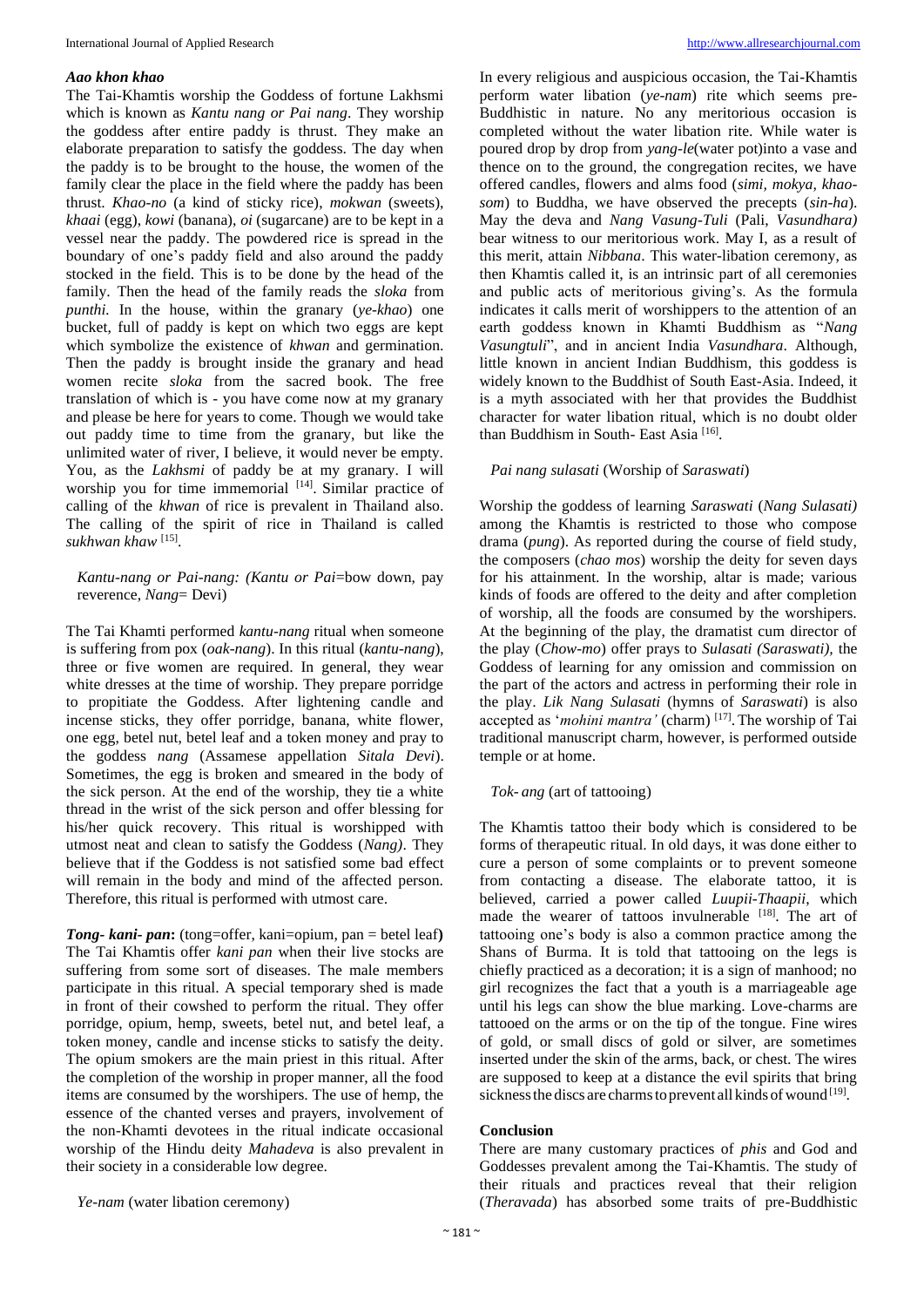### *Aao khon khao*

The Tai-Khamtis worship the Goddess of fortune Lakhsmi which is known as *Kantu nang or Pai nang*. They worship the goddess after entire paddy is thrust. They make an elaborate preparation to satisfy the goddess. The day when the paddy is to be brought to the house, the women of the family clear the place in the field where the paddy has been thrust. *Khao-no* (a kind of sticky rice), *mokwan* (sweets), *khaai* (egg), *kowi* (banana), *oi* (sugarcane) are to be kept in a vessel near the paddy. The powdered rice is spread in the boundary of one's paddy field and also around the paddy stocked in the field. This is to be done by the head of the family. Then the head of the family reads the *sloka* from *punthi.* In the house, within the granary (*ye-khao*) one bucket, full of paddy is kept on which two eggs are kept which symbolize the existence of *khwan* and germination. Then the paddy is brought inside the granary and head women recite *sloka* from the sacred book. The free translation of which is - you have come now at my granary and please be here for years to come. Though we would take out paddy time to time from the granary, but like the unlimited water of river, I believe, it would never be empty. You, as the *Lakhsmi* of paddy be at my granary. I will worship you for time immemorial [14]. Similar practice of calling of the *khwan* of rice is prevalent in Thailand also. The calling of the spirit of rice in Thailand is called *sukhwan khaw* [15].

*Kantu-nang or Pai-nang: (Kantu or Pai*=bow down, pay reverence, *Nang*= Devi)

The Tai Khamti performed *kantu-nang* ritual when someone is suffering from pox (*oak-nang*). In this ritual (*kantu-nang*), three or five women are required. In general, they wear white dresses at the time of worship. They prepare porridge to propitiate the Goddess. After lightening candle and incense sticks, they offer porridge, banana, white flower, one egg, betel nut, betel leaf and a token money and pray to the goddess *nang* (Assamese appellation *Sitala Devi*). Sometimes, the egg is broken and smeared in the body of the sick person. At the end of the worship, they tie a white thread in the wrist of the sick person and offer blessing for his/her quick recovery. This ritual is worshipped with utmost neat and clean to satisfy the Goddess (*Nang)*. They believe that if the Goddess is not satisfied some bad effect will remain in the body and mind of the affected person. Therefore, this ritual is performed with utmost care.

***Tong- kani- pan*:** (tong=offer, kani=opium, pan = betel leaf**)** The Tai Khamtis offer *kani pan* when their live stocks are suffering from some sort of diseases. The male members participate in this ritual. A special temporary shed is made in front of their cowshed to perform the ritual. They offer porridge, opium, hemp, sweets, betel nut, and betel leaf, a token money, candle and incense sticks to satisfy the deity. The opium smokers are the main priest in this ritual. After the completion of the worship in proper manner, all the food items are consumed by the worshipers. The use of hemp, the essence of the chanted verses and prayers, involvement of the non-Khamti devotees in the ritual indicate occasional worship of the Hindu deity *Mahadeva* is also prevalent in their society in a considerable low degree.

*Ye-nam* (water libation ceremony)

In every religious and auspicious occasion, the Tai-Khamtis perform water libation (*ye-nam*) rite which seems pre-Buddhistic in nature. No any meritorious occasion is completed without the water libation rite. While water is poured drop by drop from *yang-le*(water pot)into a vase and thence on to the ground, the congregation recites, we have offered candles, flowers and alms food (*simi, mokya, khao-som*) to Buddha, we have observed the precepts (*sin-ha*). May the deva and *Nang Vasung-Tuli* (Pali, *Vasundhara)* bear witness to our meritorious work. May I, as a result of this merit, attain *Nibbana*. This water-libation ceremony, as then Khamtis called it, is an intrinsic part of all ceremonies and public acts of meritorious giving's. As the formula indicates it calls merit of worshippers to the attention of an earth goddess known in Khamti Buddhism as "*Nang Vasungtuli*", and in ancient India *Vasundhara*. Although, little known in ancient Indian Buddhism, this goddess is widely known to the Buddhist of South East-Asia. Indeed, it is a myth associated with her that provides the Buddhist character for water libation ritual, which is no doubt older than Buddhism in South- East Asia [16].

*Pai nang sulasati* (Worship of *Saraswati*)

Worship the goddess of learning *Saraswati* (*Nang Sulasati)* among the Khamtis is restricted to those who compose drama (*pung*). As reported during the course of field study, the composers (*chao mos*) worship the deity for seven days for his attainment. In the worship, altar is made; various kinds of foods are offered to the deity and after completion of worship, all the foods are consumed by the worshipers. At the beginning of the play, the dramatist cum director of the play (*Chow-mo*) offer prays to *Sulasati (Saraswati)*, the Goddess of learning for any omission and commission on the part of the actors and actress in performing their role in the play. *Lik Nang Sulasati* (hymns of *Saraswati*) is also accepted as '*mohini mantra'* (charm) [17]. The worship of Tai traditional manuscript charm, however, is performed outside temple or at home.

*Tok- ang* (art of tattooing)

The Khamtis tattoo their body which is considered to be forms of therapeutic ritual. In old days, it was done either to cure a person of some complaints or to prevent someone from contacting a disease. The elaborate tattoo, it is believed, carried a power called *Luupii-Thaapii*, which made the wearer of tattoos invulnerable [18]. The art of tattooing one's body is also a common practice among the Shans of Burma. It is told that tattooing on the legs is chiefly practiced as a decoration; it is a sign of manhood; no girl recognizes the fact that a youth is a marriageable age until his legs can show the blue marking. Love-charms are tattooed on the arms or on the tip of the tongue. Fine wires of gold, or small discs of gold or silver, are sometimes inserted under the skin of the arms, back, or chest. The wires are supposed to keep at a distance the evil spirits that bring sickness the discs are charms to prevent all kinds of wound [19].

## Conclusion

There are many customary practices of *phis* and God and Goddesses prevalent among the Tai-Khamtis. The study of their rituals and practices reveal that their religion (*Theravada*) has absorbed some traits of pre-Buddhistic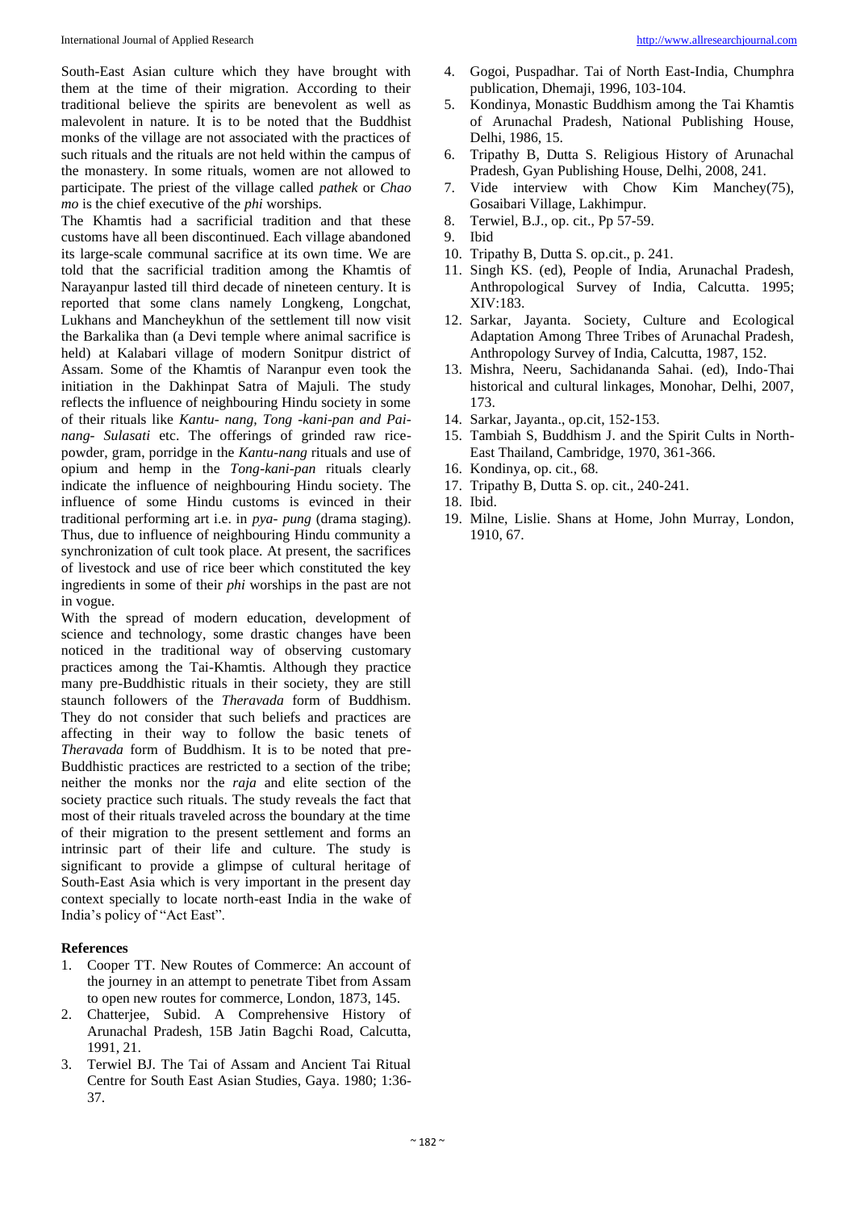South-East Asian culture which they have brought with them at the time of their migration. According to their traditional believe the spirits are benevolent as well as malevolent in nature. It is to be noted that the Buddhist monks of the village are not associated with the practices of such rituals and the rituals are not held within the campus of the monastery. In some rituals, women are not allowed to participate. The priest of the village called *pathek* or *Chao mo* is the chief executive of the *phi* worships.

The Khamtis had a sacrificial tradition and that these customs have all been discontinued. Each village abandoned its large-scale communal sacrifice at its own time. We are told that the sacrificial tradition among the Khamtis of Narayanpur lasted till third decade of nineteen century. It is reported that some clans namely Longkeng, Longchat, Lukhans and Mancheykhun of the settlement till now visit the Barkalika than (a Devi temple where animal sacrifice is held) at Kalabari village of modern Sonitpur district of Assam. Some of the Khamtis of Naranpur even took the initiation in the Dakhinpat Satra of Majuli. The study reflects the influence of neighbouring Hindu society in some of their rituals like *Kantu- nang, Tong -kani-pan and Pai-nang- Sulasati* etc. The offerings of grinded raw rice-powder, gram, porridge in the *Kantu-nang* rituals and use of opium and hemp in the *Tong-kani-pan* rituals clearly indicate the influence of neighbouring Hindu society. The influence of some Hindu customs is evinced in their traditional performing art i.e. in *pya- pung* (drama staging). Thus, due to influence of neighbouring Hindu community a synchronization of cult took place. At present, the sacrifices of livestock and use of rice beer which constituted the key ingredients in some of their *phi* worships in the past are not in vogue.

With the spread of modern education, development of science and technology, some drastic changes have been noticed in the traditional way of observing customary practices among the Tai-Khamtis. Although they practice many pre-Buddhistic rituals in their society, they are still staunch followers of the *Theravada* form of Buddhism. They do not consider that such beliefs and practices are affecting in their way to follow the basic tenets of *Theravada* form of Buddhism. It is to be noted that pre-Buddhistic practices are restricted to a section of the tribe; neither the monks nor the *raja* and elite section of the society practice such rituals. The study reveals the fact that most of their rituals traveled across the boundary at the time of their migration to the present settlement and forms an intrinsic part of their life and culture. The study is significant to provide a glimpse of cultural heritage of South-East Asia which is very important in the present day context specially to locate north-east India in the wake of India's policy of "Act East".

**References**

1. Cooper TT. New Routes of Commerce: An account of the journey in an attempt to penetrate Tibet from Assam to open new routes for commerce, London, 1873, 145.
2. Chatterjee, Subid. A Comprehensive History of Arunachal Pradesh, 15B Jatin Bagchi Road, Calcutta, 1991, 21.
3. Terwiel BJ. The Tai of Assam and Ancient Tai Ritual Centre for South East Asian Studies, Gaya. 1980; 1:36-37.
4. Gogoi, Puspadhar. Tai of North East-India, Chumphra publication, Dhemaji, 1996, 103-104.
5. Kondinya, Monastic Buddhism among the Tai Khamtis of Arunachal Pradesh, National Publishing House, Delhi, 1986, 15.
6. Tripathy B, Dutta S. Religious History of Arunachal Pradesh, Gyan Publishing House, Delhi, 2008, 241.
7. Vide interview with Chow Kim Manchey(75), Gosaibari Village, Lakhimpur.
8. Terwiel, B.J., op. cit., Pp 57-59.
9. Ibid
10. Tripathy B, Dutta S. op.cit., p. 241.
11. Singh KS. (ed), People of India, Arunachal Pradesh, Anthropological Survey of India, Calcutta. 1995; XIV:183.
12. Sarkar, Jayanta. Society, Culture and Ecological Adaptation Among Three Tribes of Arunachal Pradesh, Anthropology Survey of India, Calcutta, 1987, 152.
13. Mishra, Neeru, Sachidananda Sahai. (ed), Indo-Thai historical and cultural linkages, Monohar, Delhi, 2007, 173.
14. Sarkar, Jayanta., op.cit, 152-153.
15. Tambiah S, Buddhism J. and the Spirit Cults in North-East Thailand, Cambridge, 1970, 361-366.
16. Kondinya, op. cit., 68.
17. Tripathy B, Dutta S. op. cit., 240-241.
18. Ibid.
19. Milne, Lislie. Shans at Home, John Murray, London, 1910, 67.